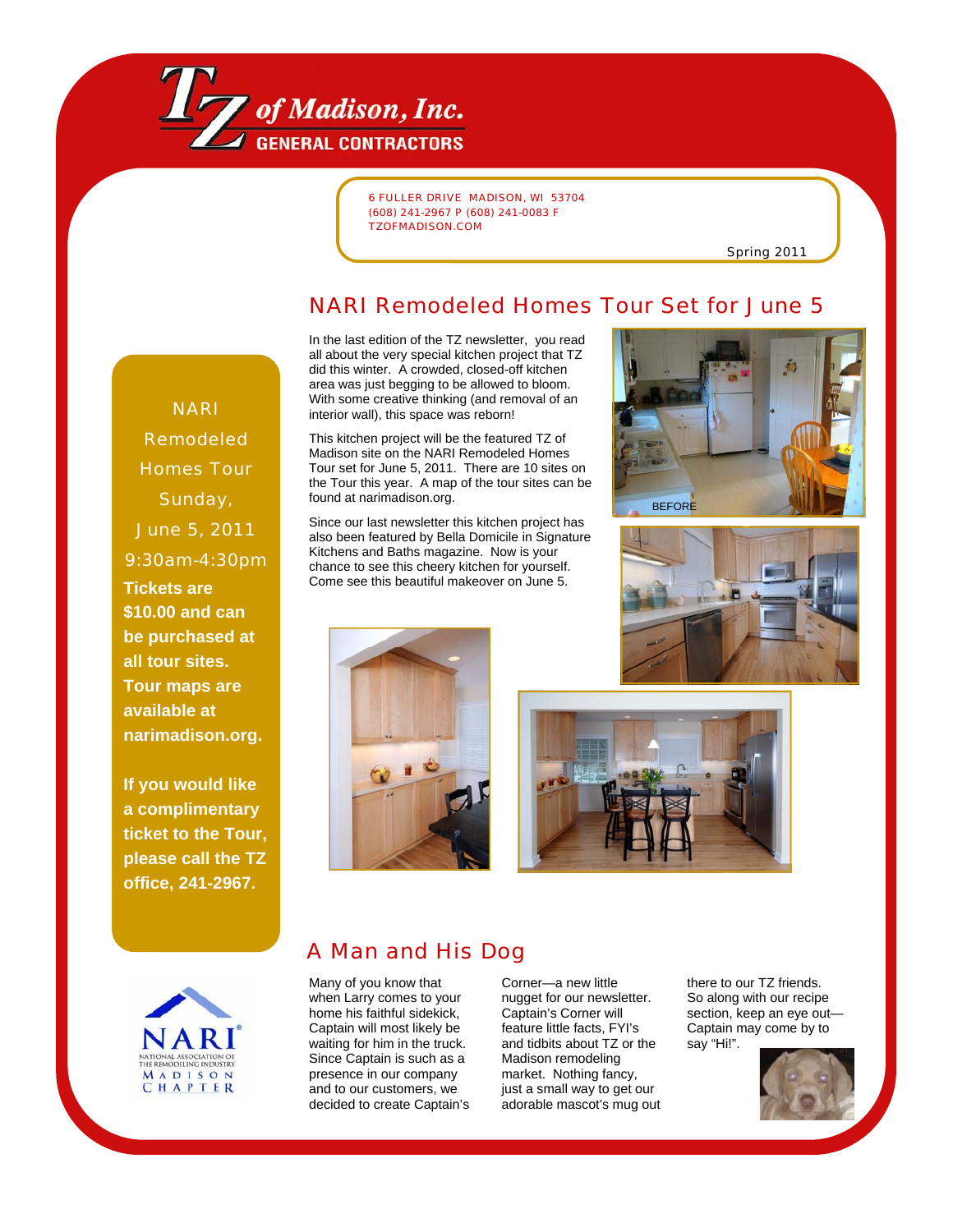# TZ of Madison, Inc.

**GENERAL CONTRACTORS**

6 FULLER DRIVE MADISON, WI 53704
(608) 241-2967 P (608) 241-0083 F
TZOFMADISON.COM

Spring 2011

NARI Remodeled Homes Tour Sunday, June 5, 2011 9:30am-4:30pm

**Tickets are $10.00 and can be purchased at all tour sites. Tour maps are available at narimadison.org.**

**If you would like a complimentary ticket to the Tour, please call the TZ office, 241-2967.**

## NARI Remodeled Homes Tour Set for June 5

In the last edition of the TZ newsletter, you read all about the very special kitchen project that TZ did this winter. A crowded, closed-off kitchen area was just begging to be allowed to bloom. With some creative thinking (and removal of an interior wall), this space was reborn!

This kitchen project will be the featured TZ of Madison site on the NARI Remodeled Homes Tour set for June 5, 2011. There are 10 sites on the Tour this year. A map of the tour sites can be found at narimadison.org.

Since our last newsletter this kitchen project has also been featured by Bella Domicile in Signature Kitchens and Baths magazine. Now is your chance to see this cheery kitchen for yourself. Come see this beautiful makeover on June 5.

BEFORE

## A Man and His Dog

Many of you know that when Larry comes to your home his faithful sidekick, Captain will most likely be waiting for him in the truck. Since Captain is such a presence in our company and to our customers, we decided to create Captain's Corner—a new little nugget for our newsletter. Captain's Corner will feature little facts, FYI's and tidbits about TZ or the Madison remodeling market. Nothing fancy, just a small way to get our adorable mascot's mug out there to our TZ friends. So along with our recipe section, keep an eye out—Captain may come by to say "Hi!".

NARI® NATIONAL ASSOCIATION OF THE REMODELING INDUSTRY MADISON CHAPTER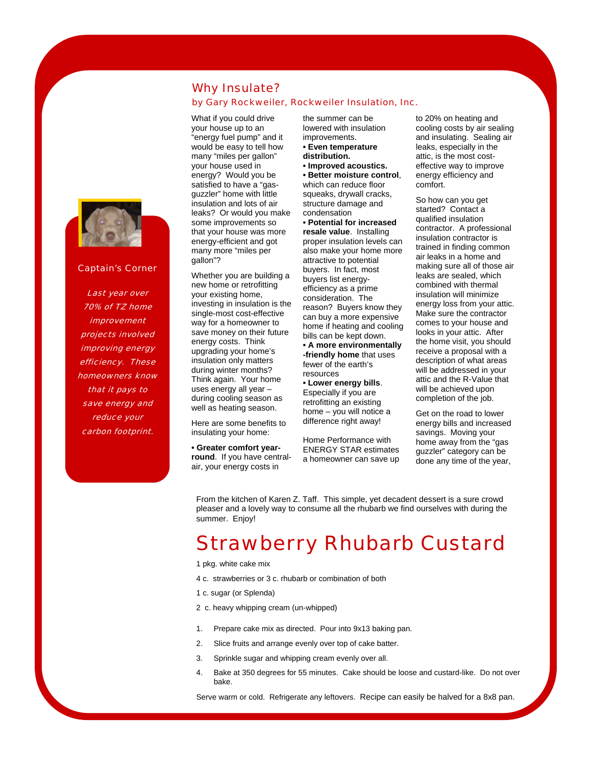## Why Insulate?

### by Gary Rockweiler, Rockweiler Insulation, Inc.

What if you could drive your house up to an "energy fuel pump" and it would be easy to tell how many "miles per gallon" your house used in energy? Would you be satisfied to have a "gas-guzzler" home with little insulation and lots of air leaks? Or would you make some improvements so that your house was more energy-efficient and got many more "miles per gallon"?

Whether you are building a new home or retrofitting your existing home, investing in insulation is the single-most cost-effective way for a homeowner to save money on their future energy costs. Think upgrading your home's insulation only matters during winter months? Think again. Your home uses energy all year – during cooling season as well as heating season.

Here are some benefits to insulating your home:

- **Greater comfort year-round**. If you have central-air, your energy costs in the summer can be lowered with insulation improvements.
- **Even temperature distribution.**
- **Improved acoustics.**
- **Better moisture control**, which can reduce floor squeaks, drywall cracks, structure damage and condensation
- **Potential for increased resale value**. Installing proper insulation levels can also make your home more attractive to potential buyers. In fact, most buyers list energy-efficiency as a prime consideration. The reason? Buyers know they can buy a more expensive home if heating and cooling bills can be kept down.
- **A more environmentally-friendly home** that uses fewer of the earth's resources
- **Lower energy bills**. Especially if you are retrofitting an existing home – you will notice a difference right away!

Home Performance with ENERGY STAR estimates a homeowner can save up to 20% on heating and cooling costs by air sealing and insulating. Sealing air leaks, especially in the attic, is the most cost-effective way to improve energy efficiency and comfort.

So how can you get started? Contact a qualified insulation contractor. A professional insulation contractor is trained in finding common air leaks in a home and making sure all of those air leaks are sealed, which combined with thermal insulation will minimize energy loss from your attic. Make sure the contractor comes to your house and looks in your attic. After the home visit, you should receive a proposal with a description of what areas will be addressed in your attic and the R-Value that will be achieved upon completion of the job.

Get on the road to lower energy bills and increased savings. Moving your home away from the "gas guzzler" category can be done any time of the year,

### Captain's Corner

*Last year over 70% of TZ home improvement projects involved improving energy efficiency. These homeowners know that it pays to save energy and reduce your carbon footprint.*

From the kitchen of Karen Z. Taff. This simple, yet decadent dessert is a sure crowd pleaser and a lovely way to consume all the rhubarb we find ourselves with during the summer. Enjoy!

# Strawberry Rhubarb Custard

1 pkg. white cake mix

4 c. strawberries or 3 c. rhubarb or combination of both

1 c. sugar (or Splenda)

2 c. heavy whipping cream (un-whipped)

1. Prepare cake mix as directed. Pour into 9x13 baking pan.
2. Slice fruits and arrange evenly over top of cake batter.
3. Sprinkle sugar and whipping cream evenly over all.
4. Bake at 350 degrees for 55 minutes. Cake should be loose and custard-like. Do not over bake.

Serve warm or cold. Refrigerate any leftovers. Recipe can easily be halved for a 8x8 pan.